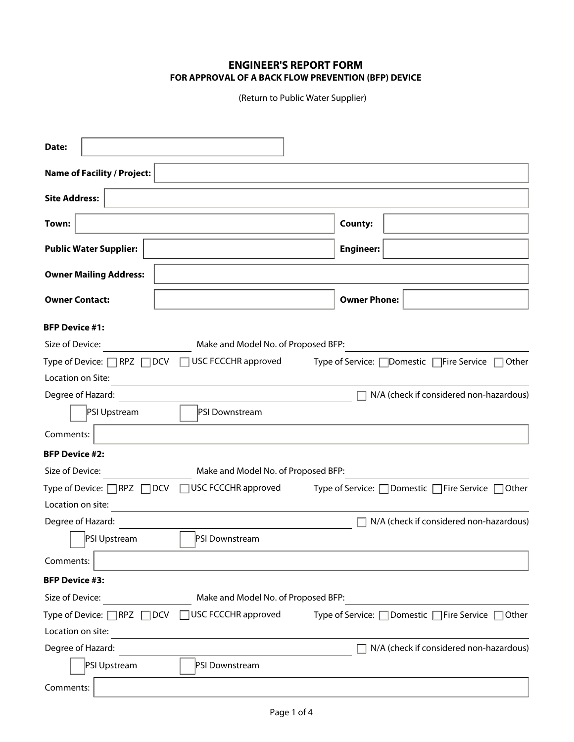# ENGINEER'S REPORT FORM

## FOR APPROVAL OF A BACK FLOW PREVENTION (BFP) DEVICE

(Return to Public Water Supplier)

**Date:** 

**Name of Facility / Project:** 

**Site Address:** 

**Town:**  **County:** 

**Public Water Supplier:**  **Engineer:** 

**Owner Mailing Address:** 

**Owner Contact:**  **Owner Phone:** 

**BFP Device #1:**

Size of Device: ______ Make and Model No. of Proposed BFP: ______

Type of Device: ☐ RPZ ☐ DCV ☐ USC FCCCHR approved  Type of Service: ☐ Domestic ☐ Fire Service ☐ Other

Location on Site: ______

Degree of Hazard: ______ ☐ N/A (check if considered non-hazardous)

☐ PSI Upstream ☐ PSI Downstream

Comments: 

**BFP Device #2:**

Size of Device: ______ Make and Model No. of Proposed BFP: ______

Type of Device: ☐ RPZ ☐ DCV ☐ USC FCCCHR approved  Type of Service: ☐ Domestic ☐ Fire Service ☐ Other

Location on site: ______

Degree of Hazard: ______ ☐ N/A (check if considered non-hazardous)

☐ PSI Upstream ☐ PSI Downstream

Comments: 

**BFP Device #3:**

Size of Device: ______ Make and Model No. of Proposed BFP: ______

Type of Device: ☐ RPZ ☐ DCV ☐ USC FCCCHR approved  Type of Service: ☐ Domestic ☐ Fire Service ☐ Other

Location on site: ______

Degree of Hazard: ______ ☐ N/A (check if considered non-hazardous)

☐ PSI Upstream ☐ PSI Downstream

Comments: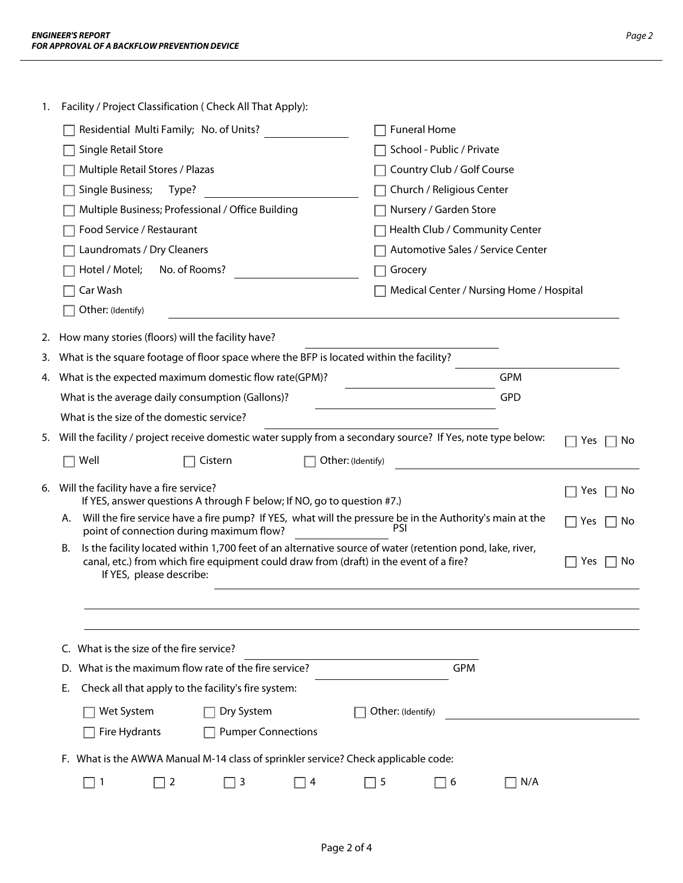1. Facility / Project Classification ( Check All That Apply):

   - ☐ Residential Multi Family; No. of Units? ____________
   - ☐ Single Retail Store
   - ☐ Multiple Retail Stores / Plazas
   - ☐ Single Business; Type? ____________
   - ☐ Multiple Business; Professional / Office Building
   - ☐ Food Service / Restaurant
   - ☐ Laundromats / Dry Cleaners
   - ☐ Hotel / Motel; No. of Rooms? ____________
   - ☐ Car Wash
   - ☐ Funeral Home
   - ☐ School - Public / Private
   - ☐ Country Club / Golf Course
   - ☐ Church / Religious Center
   - ☐ Nursery / Garden Store
   - ☐ Health Club / Community Center
   - ☐ Automotive Sales / Service Center
   - ☐ Grocery
   - ☐ Medical Center / Nursing Home / Hospital
   - ☐ Other: (Identify) ____________

2. How many stories (floors) will the facility have? ____________

3. What is the square footage of floor space where the BFP is located within the facility? ____________

4. What is the expected maximum domestic flow rate(GPM)? ____________ GPM

   What is the average daily consumption (Gallons)? ____________ GPD

   What is the size of the domestic service? ____________

5. Will the facility / project receive domestic water supply from a secondary source? If Yes, note type below: ☐ Yes ☐ No

   ☐ Well ☐ Cistern ☐ Other: (Identify) ____________

6. Will the facility have a fire service? ☐ Yes ☐ No

   If YES, answer questions A through F below; If NO, go to question #7.)

   A. Will the fire service have a fire pump? If YES, what will the pressure be in the Authority's main at the point of connection during maximum flow? ____________ PSI ☐ Yes ☐ No

   B. Is the facility located within 1,700 feet of an alternative source of water (retention pond, lake, river, canal, etc.) from which fire equipment could draw from (draft) in the event of a fire? ☐ Yes ☐ No

      If YES, please describe: ____________

   C. What is the size of the fire service? ____________

   D. What is the maximum flow rate of the fire service? ____________ GPM

   E. Check all that apply to the facility's fire system:

      ☐ Wet System ☐ Dry System ☐ Other: (Identify) ____________

      ☐ Fire Hydrants ☐ Pumper Connections

   F. What is the AWWA Manual M-14 class of sprinkler service? Check applicable code:

      ☐ 1 ☐ 2 ☐ 3 ☐ 4 ☐ 5 ☐ 6 ☐ N/A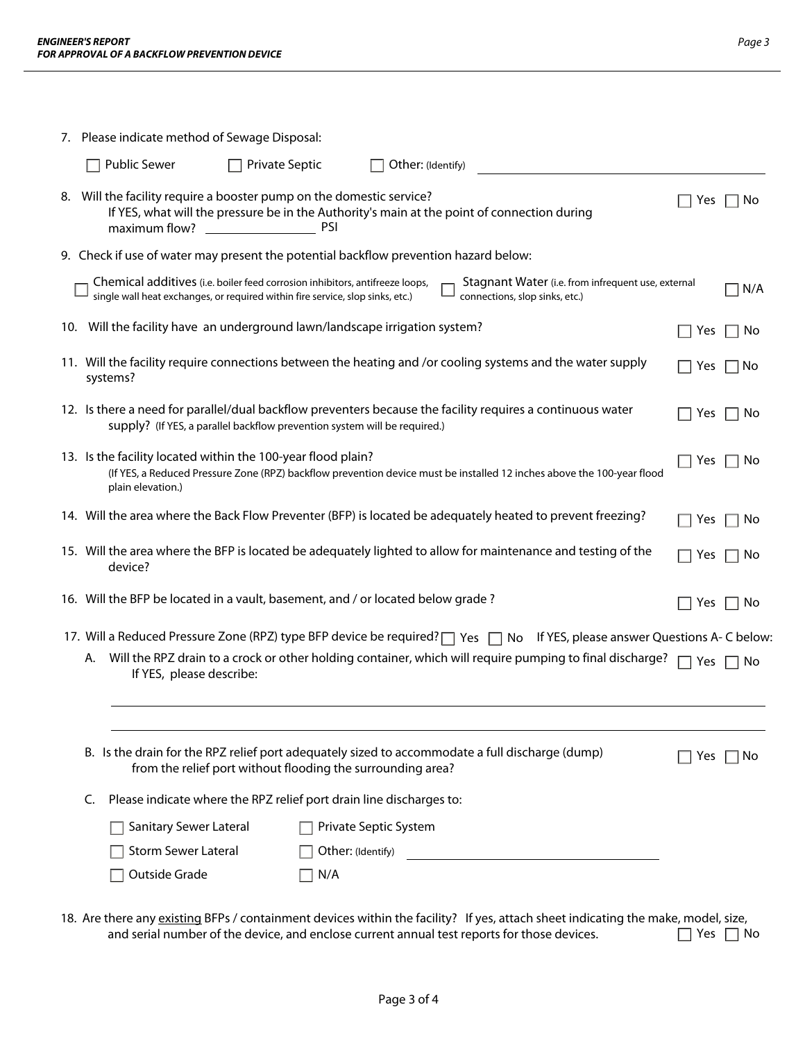7. Please indicate method of Sewage Disposal:

   ☐ Public Sewer ☐ Private Septic ☐ Other: (Identify) ______________________

8. Will the facility require a booster pump on the domestic service? ☐ Yes ☐ No
   If YES, what will the pressure be in the Authority's main at the point of connection during maximum flow? ______________ PSI

9. Check if use of water may present the potential backflow prevention hazard below:

   ☐ Chemical additives (i.e. boiler feed corrosion inhibitors, antifreeze loops, single wall heat exchanges, or required within fire service, slop sinks, etc.) ☐ Stagnant Water (i.e. from infrequent use, external connections, slop sinks, etc.) ☐ N/A

10. Will the facility have an underground lawn/landscape irrigation system? ☐ Yes ☐ No

11. Will the facility require connections between the heating and /or cooling systems and the water supply systems? ☐ Yes ☐ No

12. Is there a need for parallel/dual backflow preventers because the facility requires a continuous water supply? (If YES, a parallel backflow prevention system will be required.) ☐ Yes ☐ No

13. Is the facility located within the 100-year flood plain? ☐ Yes ☐ No
    (If YES, a Reduced Pressure Zone (RPZ) backflow prevention device must be installed 12 inches above the 100-year flood plain elevation.)

14. Will the area where the Back Flow Preventer (BFP) is located be adequately heated to prevent freezing? ☐ Yes ☐ No

15. Will the area where the BFP is located be adequately lighted to allow for maintenance and testing of the device? ☐ Yes ☐ No

16. Will the BFP be located in a vault, basement, and / or located below grade ? ☐ Yes ☐ No

17. Will a Reduced Pressure Zone (RPZ) type BFP device be required? ☐ Yes ☐ No If YES, please answer Questions A- C below:

    A. Will the RPZ drain to a crock or other holding container, which will require pumping to final discharge? ☐ Yes ☐ No
       If YES, please describe:

       ______________________________________________________________

       ______________________________________________________________

    B. Is the drain for the RPZ relief port adequately sized to accommodate a full discharge (dump) from the relief port without flooding the surrounding area? ☐ Yes ☐ No

    C. Please indicate where the RPZ relief port drain line discharges to:

       ☐ Sanitary Sewer Lateral ☐ Private Septic System

       ☐ Storm Sewer Lateral ☐ Other: (Identify) ______________________

       ☐ Outside Grade ☐ N/A

18. Are there any <u>existing</u> BFPs / containment devices within the facility? If yes, attach sheet indicating the make, model, size, and serial number of the device, and enclose current annual test reports for those devices. ☐ Yes ☐ No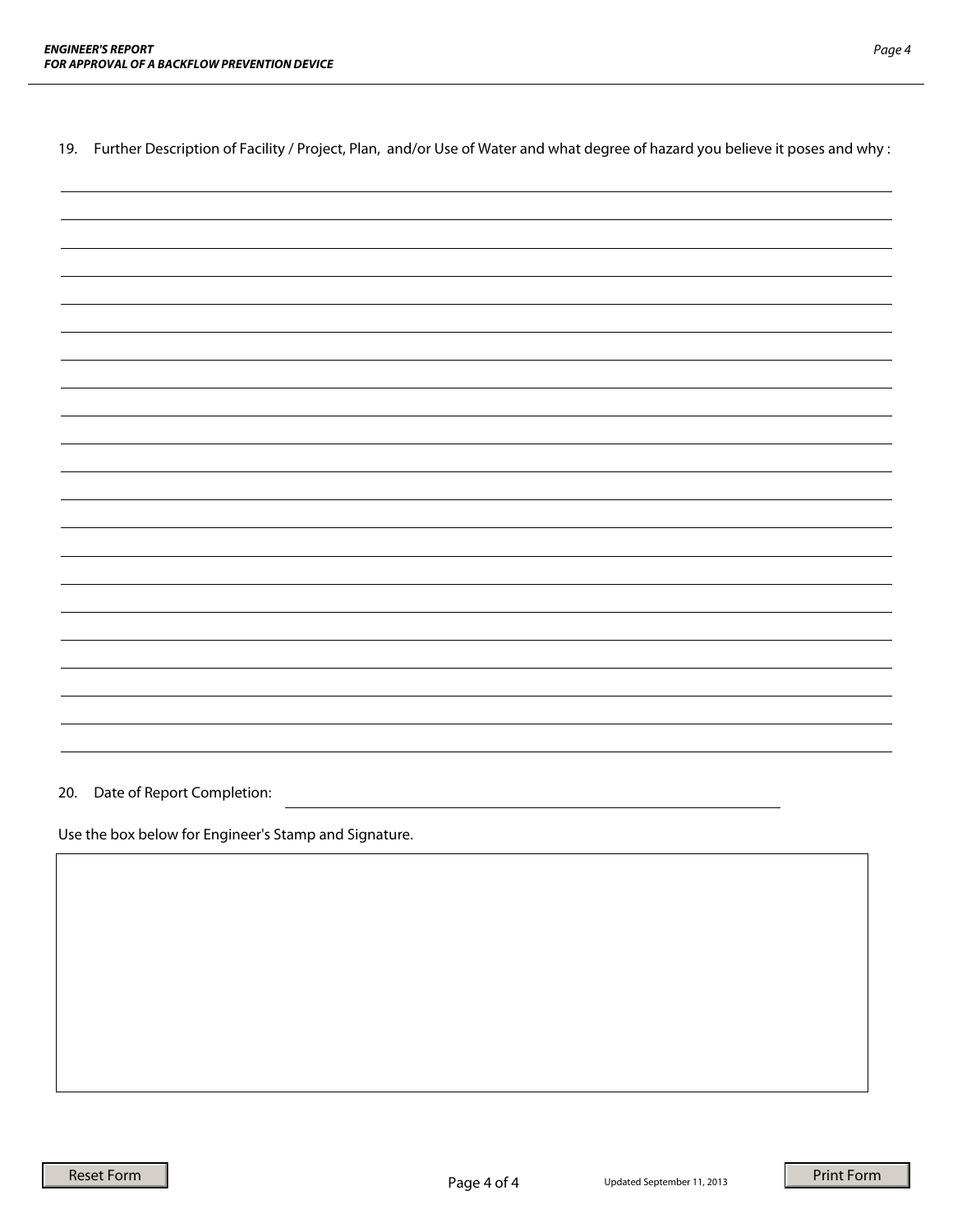19. Further Description of Facility / Project, Plan, and/or Use of Water and what degree of hazard you believe it poses and why :

______________________________________________________________________

______________________________________________________________________

______________________________________________________________________

______________________________________________________________________

______________________________________________________________________

______________________________________________________________________

______________________________________________________________________

______________________________________________________________________

______________________________________________________________________

______________________________________________________________________

______________________________________________________________________

______________________________________________________________________

______________________________________________________________________

______________________________________________________________________

______________________________________________________________________

______________________________________________________________________

______________________________________________________________________

______________________________________________________________________

______________________________________________________________________

______________________________________________________________________

20. Date of Report Completion: ______________________________

Use the box below for Engineer's Stamp and Signature.

Reset Form

Print Form